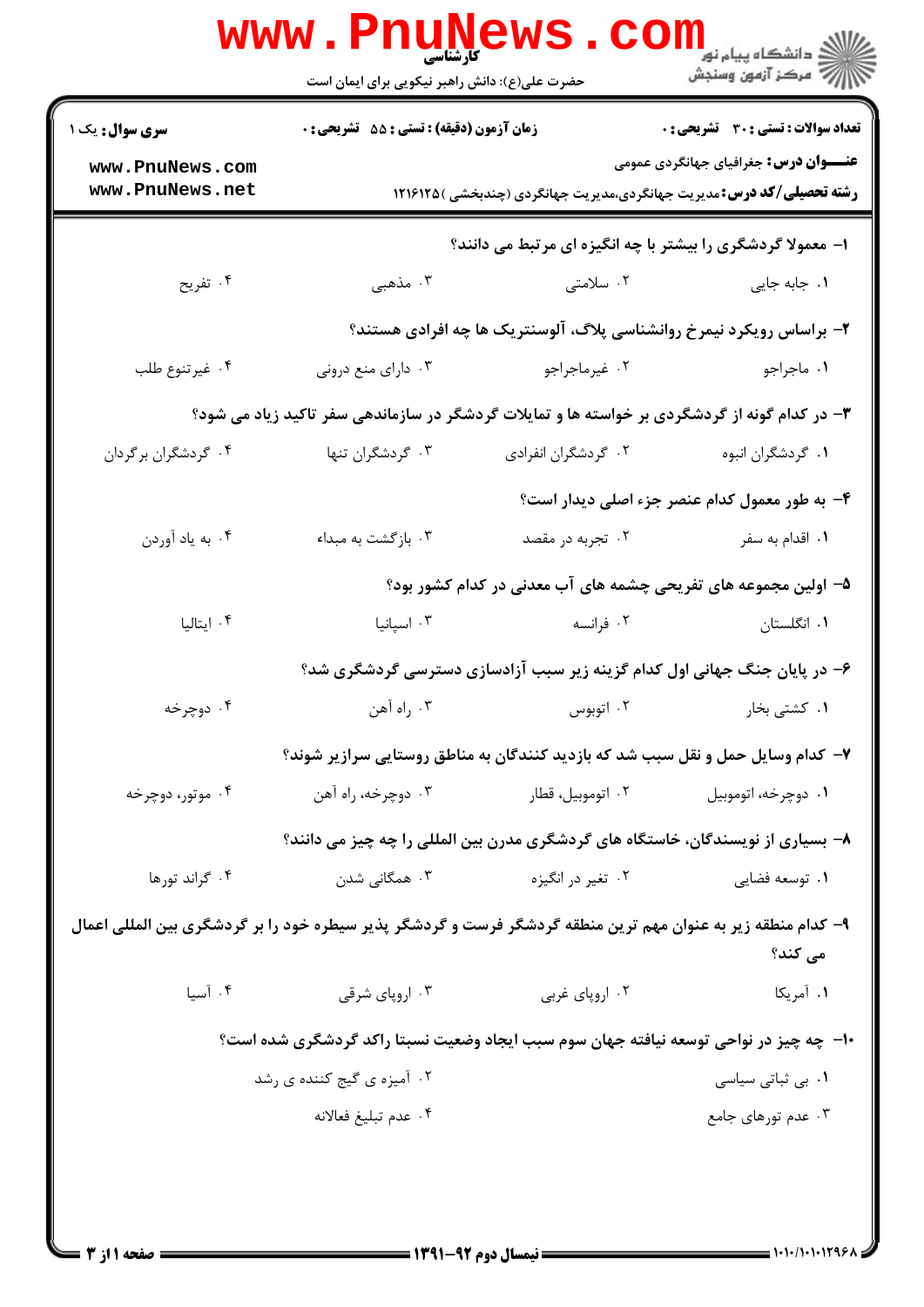**کارشناسی**

حضرت علی(ع): دانش راهبر نیکویی برای ایمان است

دانشگاه پیام نور
مرکز آزمون وسنجش

**سری سوال:** یک ۱

**زمان آزمون (دقیقه) : تستی : ۵۵ تشریحی : ۰**

**تعداد سوالات : تستی : ۳۰ تشریحی : ۰**

**عنـــوان درس:** جغرافیای جهانگردی عمومی

**رشته تحصیلی/کد درس:** مدیریت جهانگردی،مدیریت جهانگردی (چندبخشی )۱۲۱۶۱۲۵

**۱- معمولا گردشگری را بیشتر با چه انگیزه ای مرتبط می دانند؟**

۱. جابه جایی
۲. سلامتی
۳. مذهبی
۴. تفریح

**۲- براساس رویکرد نیمرخ روانشناسی پلاگ، آلوسنتریک ها چه افرادی هستند؟**

۱. ماجراجو
۲. غیرماجراجو
۳. دارای منع درونی
۴. غیرتنوع طلب

**۳- در کدام گونه از گردشگری بر خواسته ها و تمایلات گردشگر در سازماندهی سفر تاکید زیاد می شود؟**

۱. گردشگران انبوه
۲. گردشگران انفرادی
۳. گردشگران تنها
۴. گردشگران برگردان

**۴- به طور معمول کدام عنصر جزء اصلی دیدار است؟**

۱. اقدام به سفر
۲. تجربه در مقصد
۳. بازگشت به مبداء
۴. به یاد آوردن

**۵- اولین مجموعه های تفریحی چشمه های آب معدنی در کدام کشور بود؟**

۱. انگلستان
۲. فرانسه
۳. اسپانیا
۴. ایتالیا

**۶- در پایان جنگ جهانی اول کدام گزینه زیر سبب آزادسازی دسترسی گردشگری شد؟**

۱. کشتی بخار
۲. اتوبوس
۳. راه آهن
۴. دوچرخه

**۷- کدام وسایل حمل و نقل سبب شد که بازدید کنندگان به مناطق روستایی سرازیر شوند؟**

۱. دوچرخه، اتوموبیل
۲. اتوموبیل، قطار
۳. دوچرخه، راه آهن
۴. موتور، دوچرخه

**۸- بسیاری از نویسندگان، خاستگاه های گردشگری مدرن بین المللی را چه چیز می دانند؟**

۱. توسعه فضایی
۲. تغیر در انگیزه
۳. همگانی شدن
۴. گراند تورها

**۹- کدام منطقه زیر به عنوان مهم ترین منطقه گردشگر فرست و گردشگر پذیر سیطره خود را بر گردشگری بین المللی اعمال می کند؟**

۱. آمریکا
۲. اروپای غربی
۳. اروپای شرقی
۴. آسیا

**۱۰- چه چیز در نواحی توسعه نیافته جهان سوم سبب ایجاد وضعیت نسبتا راکد گردشگری شده است؟**

۱. بی ثباتی سیاسی
۲. آمیزه ی گیج کننده ی رشد
۳. عدم تورهای جامع
۴. عدم تبلیغ فعالانه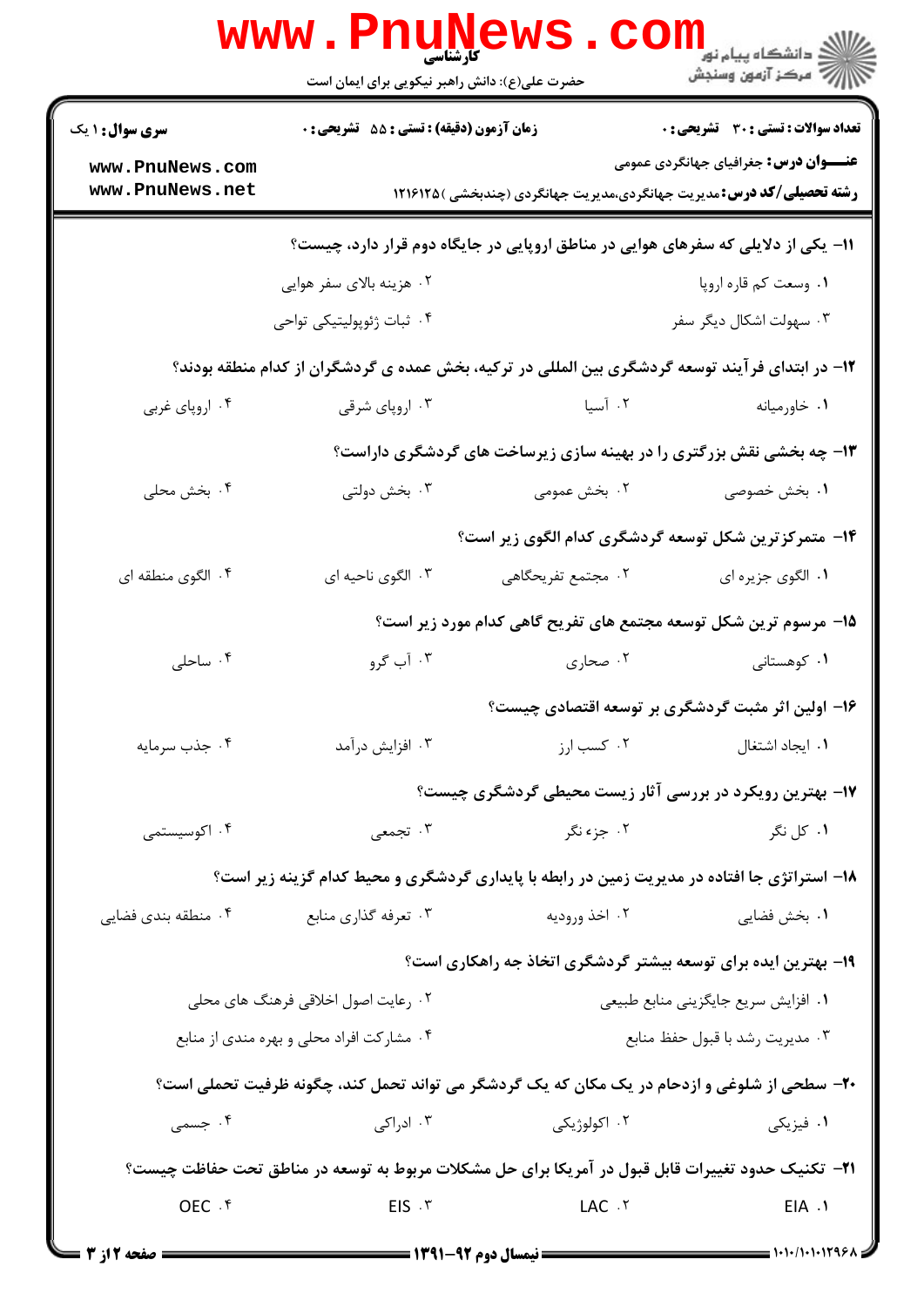**تعداد سوالات : تستی : ۳۰ تشریحی : ۰** | **زمان آزمون (دقیقه) : تستی : ۵۵ تشریحی : ۰** | **سری سوال : ۱ یک**

**عنـــوان درس:** جغرافیای جهانگردی عمومی

**رشته تحصیلی/کد درس:** مدیریت جهانگردی،مدیریت جهانگردی (چندبخشی )۱۲۱۶۱۲۵

**۱۱- یکی از دلایلی که سفرهای هوایی در مناطق اروپایی در جایگاه دوم قرار دارد، چیست؟**

۱. وسعت کم قاره اروپا
۲. هزینه بالای سفر هوایی
۳. سهولت اشکال دیگر سفر
۴. ثبات ژئوپولیتیکی تواحی

**۱۲- در ابتدای فرآیند توسعه گردشگری بین المللی در ترکیه، بخش عمده ی گردشگران از کدام منطقه بودند؟**

۱. خاورمیانه
۲. آسیا
۳. اروپای شرقی
۴. اروپای غربی

**۱۳- چه بخشی نقش بزرگتری را در بهینه سازی زیرساخت های گردشگری داراست؟**

۱. بخش خصوصی
۲. بخش عمومی
۳. بخش دولتی
۴. بخش محلی

**۱۴- متمرکزترین شکل توسعه گردشگری کدام الگوی زیر است؟**

۱. الگوی جزیره ای
۲. مجتمع تفریحگاهی
۳. الگوی ناحیه ای
۴. الگوی منطقه ای

**۱۵- مرسوم ترین شکل توسعه مجتمع های تفریح گاهی کدام مورد زیر است؟**

۱. کوهستانی
۲. صحاری
۳. آب گرو
۴. ساحلی

**۱۶- اولین اثر مثبت گردشگری بر توسعه اقتصادی چیست؟**

۱. ایجاد اشتغال
۲. کسب ارز
۳. افزایش درآمد
۴. جذب سرمایه

**۱۷- بهترین رویکرد در بررسی آثار زیست محیطی گردشگری چیست؟**

۱. کل نگر
۲. جزء نگر
۳. تجمعی
۴. اکوسیستمی

**۱۸- استراتژی جا افتاده در مدیریت زمین در رابطه با پایداری گردشگری و محیط کدام گزینه زیر است؟**

۱. بخش فضایی
۲. اخذ ورودیه
۳. تعرفه گذاری منابع
۴. منطقه بندی فضایی

**۱۹- بهترین ایده برای توسعه بیشتر گردشگری اتخاذ چه راهکاری است؟**

۱. افزایش سریع جایگزینی منابع طبیعی
۲. رعایت اصول اخلاقی فرهنگ های محلی
۳. مدیریت رشد با قبول حفظ منابع
۴. مشارکت افراد محلی و بهره مندی از منابع

**۲۰- سطحی از شلوغی و ازدحام در یک مکان که یک گردشگر می تواند تحمل کند، چگونه ظرفیت تحملی است؟**

۱. فیزیکی
۲. اکولوژیکی
۳. ادراکی
۴. جسمی

**۲۱- تکنیک حدود تغییرات قابل قبول در آمریکا برای حل مشکلات مربوط به توسعه در مناطق تحت حفاظت چیست؟**

۱. EIA
۲. LAC
۳. EIS
۴. OEC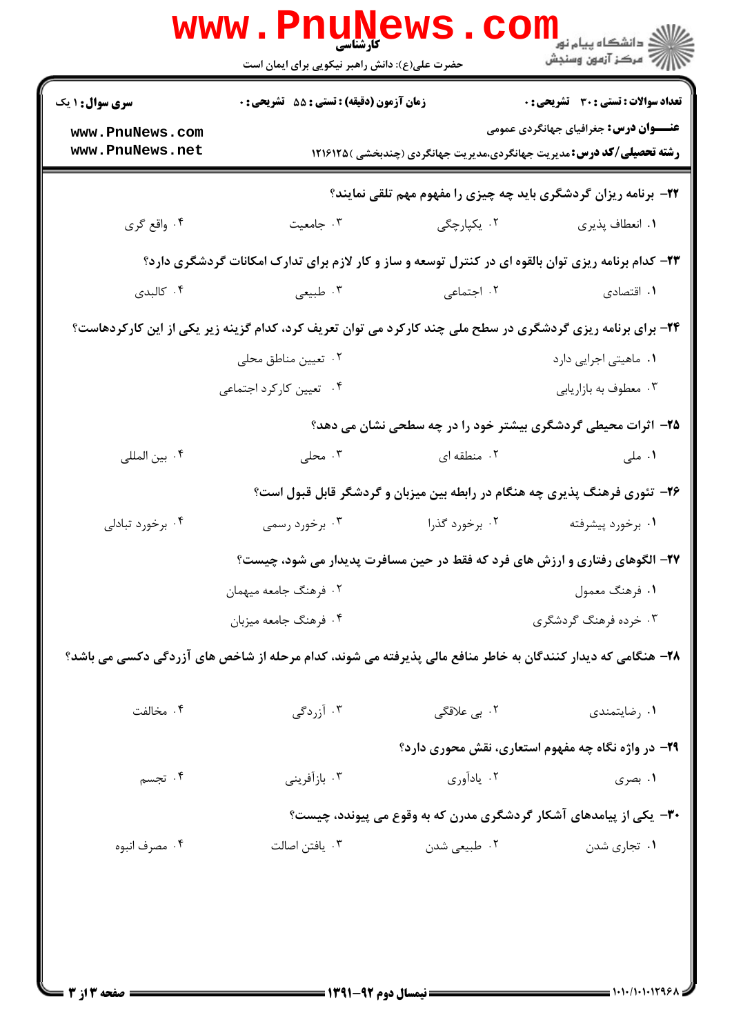۲۲- برنامه ریزان گردشگری باید چه چیزی را مفهوم مهم تلقی نمایند؟

۱. انعطاف پذیری
۲. یکپارچگی
۳. جامعیت
۴. واقع گری

۲۳- کدام برنامه ریزی توان بالقوه ای در کنترل توسعه و ساز و کار لازم برای تدارک امکانات گردشگری دارد؟

۱. اقتصادی
۲. اجتماعی
۳. طبیعی
۴. کالبدی

۲۴- برای برنامه ریزی گردشگری در سطح ملی چند کارکرد می توان تعریف کرد، کدام گزینه زیر یکی از این کارکردهاست؟

۱. ماهیتی اجرایی دارد
۲. تعیین مناطق محلی
۳. معطوف به بازاریابی
۴. تعیین کارکرد اجتماعی

۲۵- اثرات محیطی گردشگری بیشتر خود را در چه سطحی نشان می دهد؟

۱. ملی
۲. منطقه ای
۳. محلی
۴. بین المللی

۲۶- تئوری فرهنگ پذیری چه هنگام در رابطه بین میزبان و گردشگر قابل قبول است؟

۱. برخورد پیشرفته
۲. برخورد گذرا
۳. برخورد رسمی
۴. برخورد تبادلی

۲۷- الگوهای رفتاری و ارزش های فرد که فقط در حین مسافرت پدیدار می شود، چیست؟

۱. فرهنگ معمول
۲. فرهنگ جامعه میهمان
۳. خرده فرهنگ گردشگری
۴. فرهنگ جامعه میزبان

۲۸- هنگامی که دیدار کنندگان به خاطر منافع مالی پذیرفته می شوند، کدام مرحله از شاخص های آزردگی دکسی می باشد؟

۱. رضایتمندی
۲. بی علاقگی
۳. آزردگی
۴. مخالفت

۲۹- در واژه نگاه چه مفهوم استعاری، نقش محوری دارد؟

۱. بصری
۲. یادآوری
۳. بازآفرینی
۴. تجسم

۳۰- یکی از پیامدهای آشکار گردشگری مدرن که به وقوع می پیوندد، چیست؟

۱. تجاری شدن
۲. طبیعی شدن
۳. یافتن اصالت
۴. مصرف انبوه